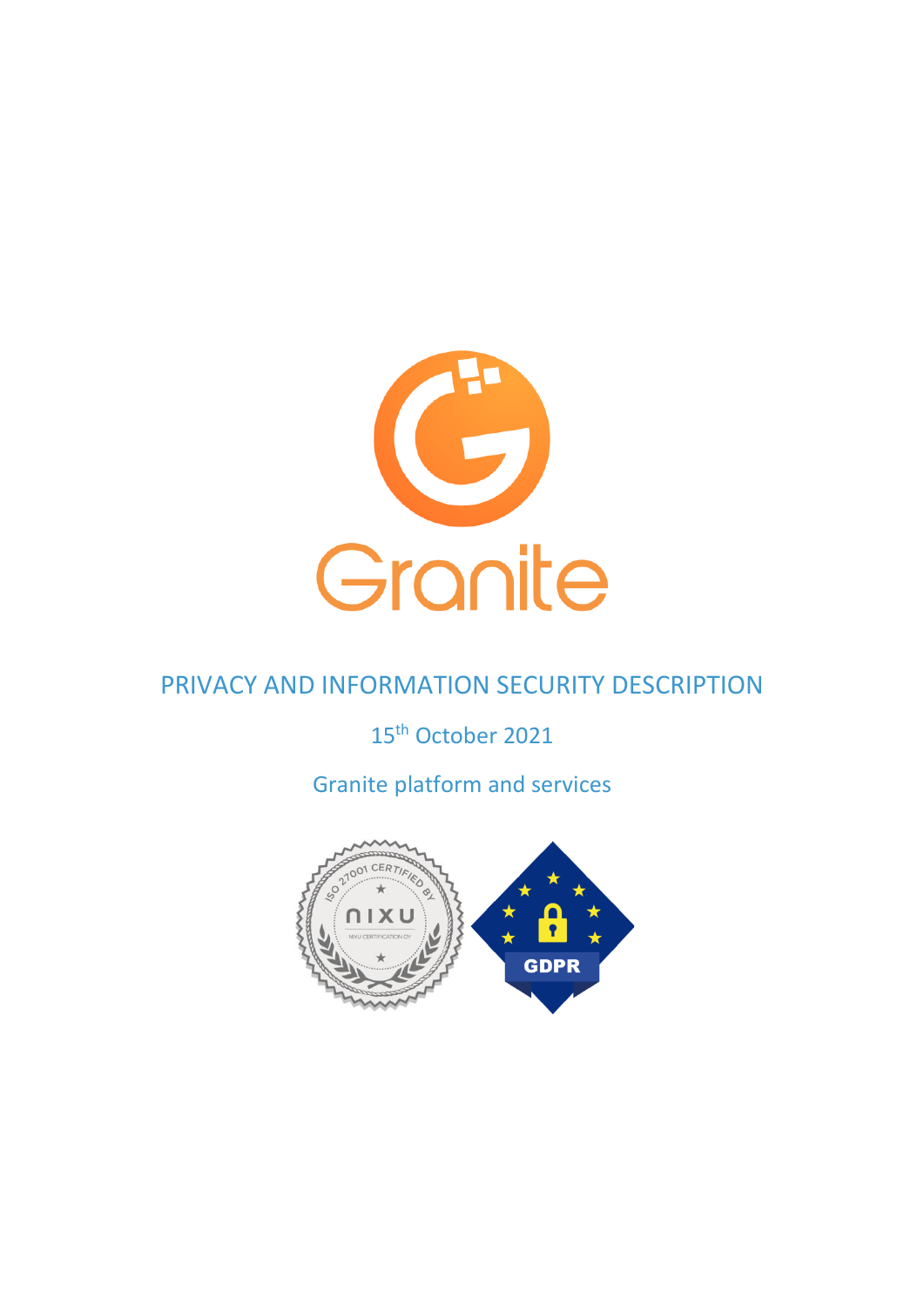Granite

# PRIVACY AND INFORMATION SECURITY DESCRIPTION

15th October 2021

Granite platform and services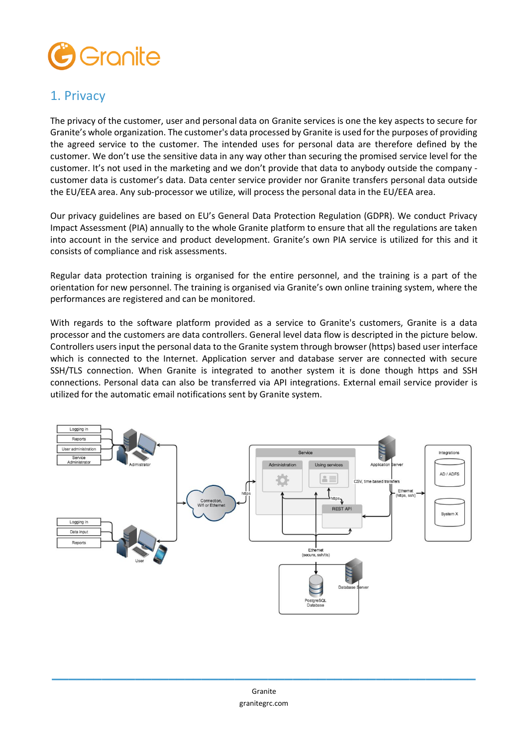## 1. Privacy

The privacy of the customer, user and personal data on Granite services is one the key aspects to secure for Granite's whole organization. The customer's data processed by Granite is used for the purposes of providing the agreed service to the customer. The intended uses for personal data are therefore defined by the customer. We don't use the sensitive data in any way other than securing the promised service level for the customer. It's not used in the marketing and we don't provide that data to anybody outside the company - customer data is customer's data. Data center service provider nor Granite transfers personal data outside the EU/EEA area. Any sub-processor we utilize, will process the personal data in the EU/EEA area.

Our privacy guidelines are based on EU's General Data Protection Regulation (GDPR). We conduct Privacy Impact Assessment (PIA) annually to the whole Granite platform to ensure that all the regulations are taken into account in the service and product development. Granite's own PIA service is utilized for this and it consists of compliance and risk assessments.

Regular data protection training is organised for the entire personnel, and the training is a part of the orientation for new personnel. The training is organised via Granite's own online training system, where the performances are registered and can be monitored.

With regards to the software platform provided as a service to Granite's customers, Granite is a data processor and the customers are data controllers. General level data flow is descripted in the picture below. Controllers users input the personal data to the Granite system through browser (https) based user interface which is connected to the Internet. Application server and database server are connected with secure SSH/TLS connection. When Granite is integrated to another system it is done though https and SSH connections. Personal data can also be transferred via API integrations. External email service provider is utilized for the automatic email notifications sent by Granite system.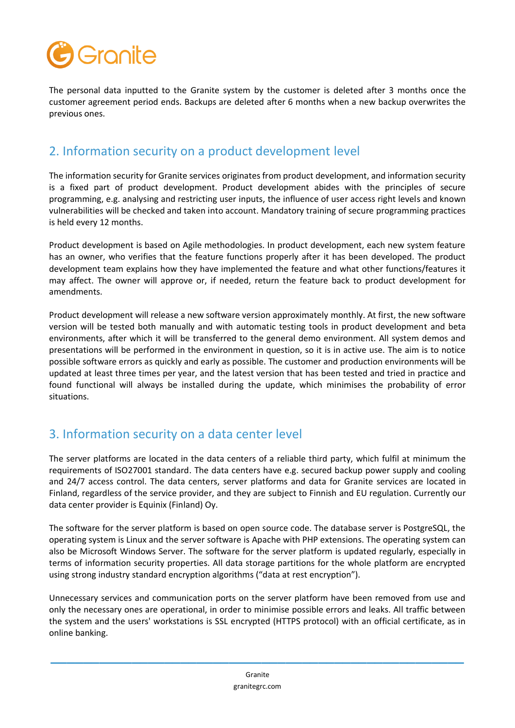The personal data inputted to the Granite system by the customer is deleted after 3 months once the customer agreement period ends. Backups are deleted after 6 months when a new backup overwrites the previous ones.

## 2. Information security on a product development level

The information security for Granite services originates from product development, and information security is a fixed part of product development. Product development abides with the principles of secure programming, e.g. analysing and restricting user inputs, the influence of user access right levels and known vulnerabilities will be checked and taken into account. Mandatory training of secure programming practices is held every 12 months.

Product development is based on Agile methodologies. In product development, each new system feature has an owner, who verifies that the feature functions properly after it has been developed. The product development team explains how they have implemented the feature and what other functions/features it may affect. The owner will approve or, if needed, return the feature back to product development for amendments.

Product development will release a new software version approximately monthly. At first, the new software version will be tested both manually and with automatic testing tools in product development and beta environments, after which it will be transferred to the general demo environment. All system demos and presentations will be performed in the environment in question, so it is in active use. The aim is to notice possible software errors as quickly and early as possible. The customer and production environments will be updated at least three times per year, and the latest version that has been tested and tried in practice and found functional will always be installed during the update, which minimises the probability of error situations.

## 3. Information security on a data center level

The server platforms are located in the data centers of a reliable third party, which fulfil at minimum the requirements of ISO27001 standard. The data centers have e.g. secured backup power supply and cooling and 24/7 access control. The data centers, server platforms and data for Granite services are located in Finland, regardless of the service provider, and they are subject to Finnish and EU regulation. Currently our data center provider is Equinix (Finland) Oy.

The software for the server platform is based on open source code. The database server is PostgreSQL, the operating system is Linux and the server software is Apache with PHP extensions. The operating system can also be Microsoft Windows Server. The software for the server platform is updated regularly, especially in terms of information security properties. All data storage partitions for the whole platform are encrypted using strong industry standard encryption algorithms ("data at rest encryption").

Unnecessary services and communication ports on the server platform have been removed from use and only the necessary ones are operational, in order to minimise possible errors and leaks. All traffic between the system and the users' workstations is SSL encrypted (HTTPS protocol) with an official certificate, as in online banking.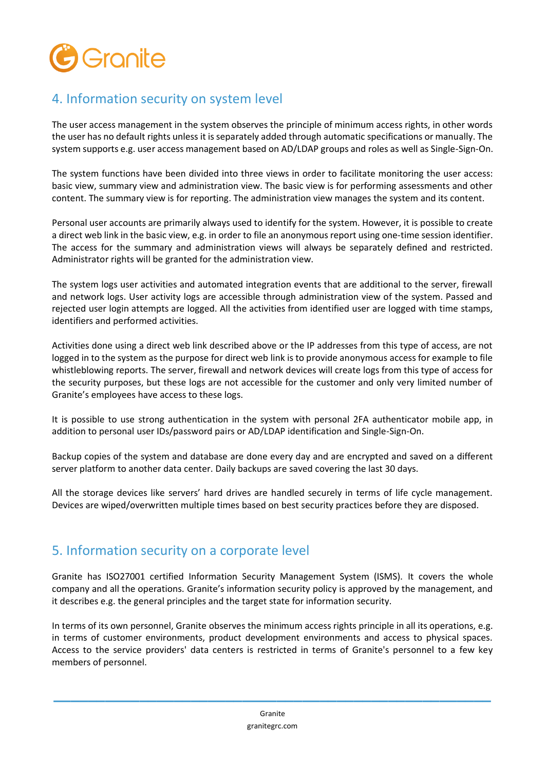## 4. Information security on system level

The user access management in the system observes the principle of minimum access rights, in other words the user has no default rights unless it is separately added through automatic specifications or manually. The system supports e.g. user access management based on AD/LDAP groups and roles as well as Single-Sign-On.

The system functions have been divided into three views in order to facilitate monitoring the user access: basic view, summary view and administration view. The basic view is for performing assessments and other content. The summary view is for reporting. The administration view manages the system and its content.

Personal user accounts are primarily always used to identify for the system. However, it is possible to create a direct web link in the basic view, e.g. in order to file an anonymous report using one-time session identifier. The access for the summary and administration views will always be separately defined and restricted. Administrator rights will be granted for the administration view.

The system logs user activities and automated integration events that are additional to the server, firewall and network logs. User activity logs are accessible through administration view of the system. Passed and rejected user login attempts are logged. All the activities from identified user are logged with time stamps, identifiers and performed activities.

Activities done using a direct web link described above or the IP addresses from this type of access, are not logged in to the system as the purpose for direct web link is to provide anonymous access for example to file whistleblowing reports. The server, firewall and network devices will create logs from this type of access for the security purposes, but these logs are not accessible for the customer and only very limited number of Granite's employees have access to these logs.

It is possible to use strong authentication in the system with personal 2FA authenticator mobile app, in addition to personal user IDs/password pairs or AD/LDAP identification and Single-Sign-On.

Backup copies of the system and database are done every day and are encrypted and saved on a different server platform to another data center. Daily backups are saved covering the last 30 days.

All the storage devices like servers' hard drives are handled securely in terms of life cycle management. Devices are wiped/overwritten multiple times based on best security practices before they are disposed.

## 5. Information security on a corporate level

Granite has ISO27001 certified Information Security Management System (ISMS). It covers the whole company and all the operations. Granite's information security policy is approved by the management, and it describes e.g. the general principles and the target state for information security.

In terms of its own personnel, Granite observes the minimum access rights principle in all its operations, e.g. in terms of customer environments, product development environments and access to physical spaces. Access to the service providers' data centers is restricted in terms of Granite's personnel to a few key members of personnel.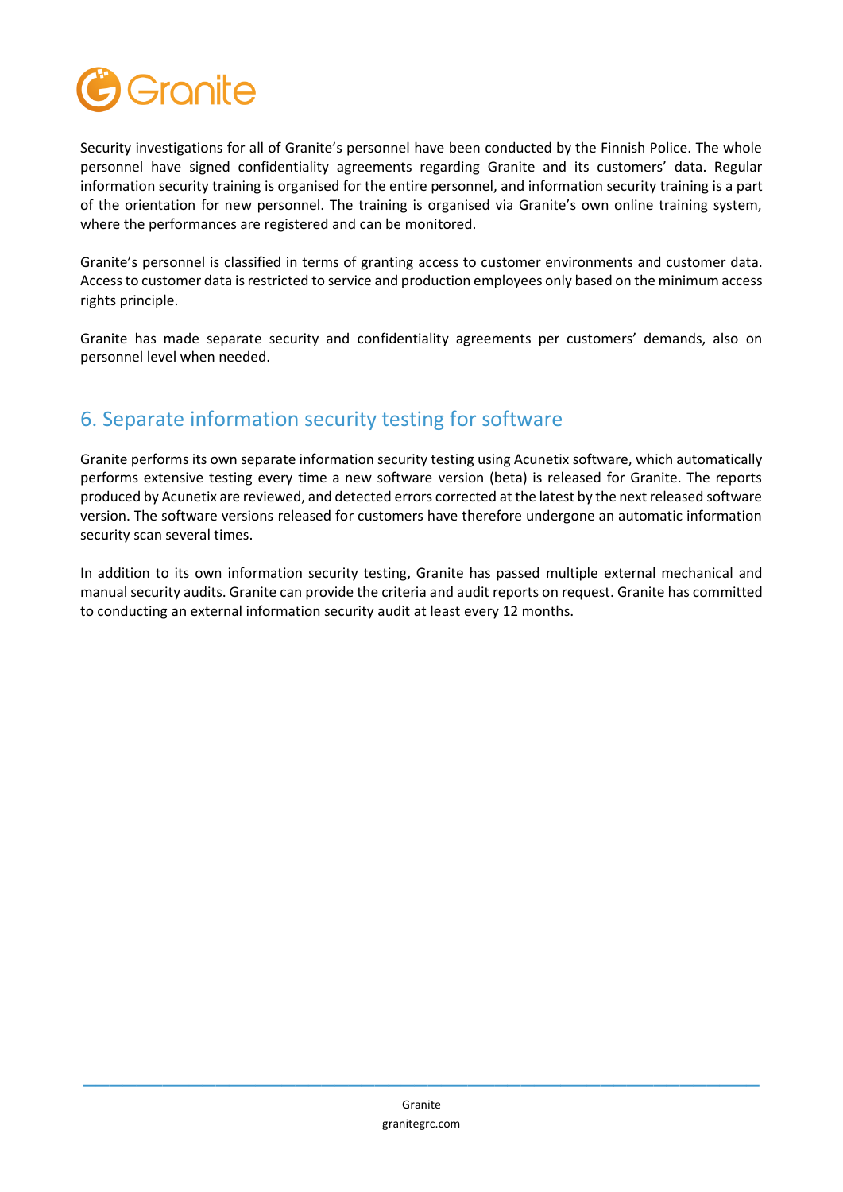Security investigations for all of Granite's personnel have been conducted by the Finnish Police. The whole personnel have signed confidentiality agreements regarding Granite and its customers' data. Regular information security training is organised for the entire personnel, and information security training is a part of the orientation for new personnel. The training is organised via Granite's own online training system, where the performances are registered and can be monitored.

Granite's personnel is classified in terms of granting access to customer environments and customer data. Access to customer data is restricted to service and production employees only based on the minimum access rights principle.

Granite has made separate security and confidentiality agreements per customers' demands, also on personnel level when needed.

## 6. Separate information security testing for software

Granite performs its own separate information security testing using Acunetix software, which automatically performs extensive testing every time a new software version (beta) is released for Granite. The reports produced by Acunetix are reviewed, and detected errors corrected at the latest by the next released software version. The software versions released for customers have therefore undergone an automatic information security scan several times.

In addition to its own information security testing, Granite has passed multiple external mechanical and manual security audits. Granite can provide the criteria and audit reports on request. Granite has committed to conducting an external information security audit at least every 12 months.